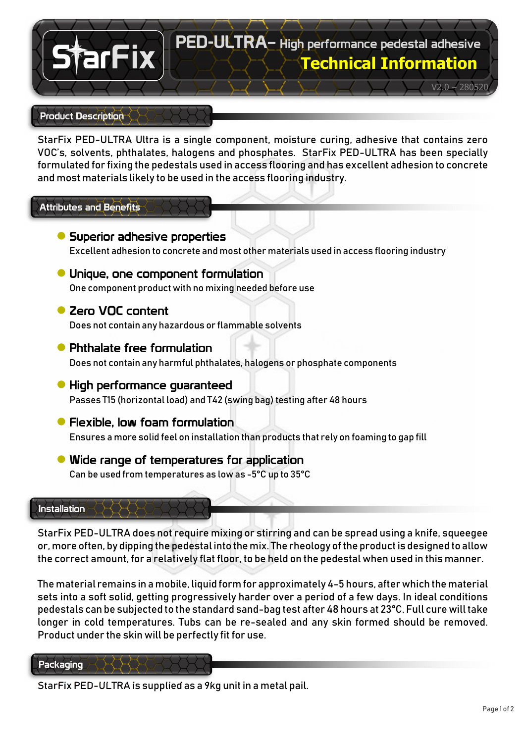# StarFix

## PED-ULTRA– High performance pedestal adhesive

## Technical Information

V2.0 – 280520

## Product Description

StarFix PED-ULTRA Ultra is a single component, moisture curing, adhesive that contains zero VOC's, solvents, phthalates, halogens and phosphates. StarFix PED-ULTRA has been specially formulated for fixing the pedestals used in access flooring and has excellent adhesion to concrete and most materials likely to be used in the access flooring industry.

## Attributes and Benefits

- **Superior adhesive properties**
  Excellent adhesion to concrete and most other materials used in access flooring industry
- **Unique, one component formulation**
  One component product with no mixing needed before use
- **Zero VOC content**
  Does not contain any hazardous or flammable solvents
- **Phthalate free formulation**
  Does not contain any harmful phthalates, halogens or phosphate components
- **High performance guaranteed**
  Passes T15 (horizontal load) and T42 (swing bag) testing after 48 hours
- **Flexible, low foam formulation**
  Ensures a more solid feel on installation than products that rely on foaming to gap fill
- **Wide range of temperatures for application**
  Can be used from temperatures as low as -5°C up to 35°C

## Installation

StarFix PED-ULTRA does not require mixing or stirring and can be spread using a knife, squeegee or, more often, by dipping the pedestal into the mix. The rheology of the product is designed to allow the correct amount, for a relatively flat floor, to be held on the pedestal when used in this manner.

The material remains in a mobile, liquid form for approximately 4-5 hours, after which the material sets into a soft solid, getting progressively harder over a period of a few days. In ideal conditions pedestals can be subjected to the standard sand-bag test after 48 hours at 23°C. Full cure will take longer in cold temperatures. Tubs can be re-sealed and any skin formed should be removed. Product under the skin will be perfectly fit for use.

## Packaging

StarFix PED-ULTRA is supplied as a 9kg unit in a metal pail.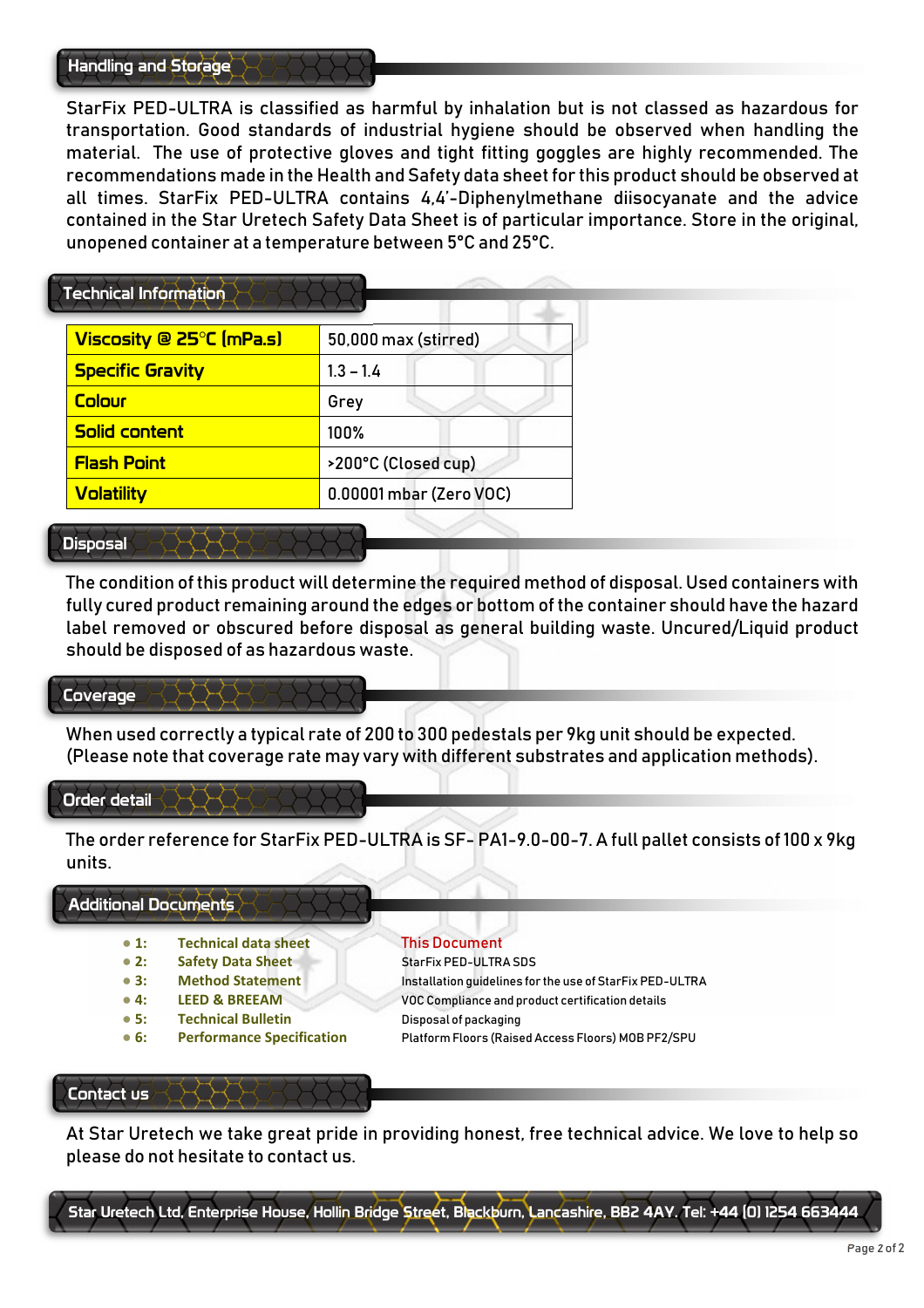## Handling and Storage

StarFix PED-ULTRA is classified as harmful by inhalation but is not classed as hazardous for transportation. Good standards of industrial hygiene should be observed when handling the material. The use of protective gloves and tight fitting goggles are highly recommended. The recommendations made in the Health and Safety data sheet for this product should be observed at all times. StarFix PED-ULTRA contains 4,4'-Diphenylmethane diisocyanate and the advice contained in the Star Uretech Safety Data Sheet is of particular importance. Store in the original, unopened container at a temperature between 5°C and 25°C.

## Technical Information

| | |
|---|---|
| **Viscosity @ 25°C (mPa.s)** | 50,000 max (stirred) |
| **Specific Gravity** | 1.3 – 1.4 |
| **Colour** | Grey |
| **Solid content** | 100% |
| **Flash Point** | >200°C (Closed cup) |
| **Volatility** | 0.00001 mbar (Zero VOC) |

## Disposal

The condition of this product will determine the required method of disposal. Used containers with fully cured product remaining around the edges or bottom of the container should have the hazard label removed or obscured before disposal as general building waste. Uncured/Liquid product should be disposed of as hazardous waste.

## Coverage

When used correctly a typical rate of 200 to 300 pedestals per 9kg unit should be expected. (Please note that coverage rate may vary with different substrates and application methods).

## Order detail

The order reference for StarFix PED-ULTRA is SF- PA1-9.0-00-7. A full pallet consists of 100 x 9kg units.

## Additional Documents

- **1: Technical data sheet** — This Document
- **2: Safety Data Sheet** — StarFix PED-ULTRA SDS
- **3: Method Statement** — Installation guidelines for the use of StarFix PED-ULTRA
- **4: LEED & BREEAM** — VOC Compliance and product certification details
- **5: Technical Bulletin** — Disposal of packaging
- **6: Performance Specification** — Platform Floors (Raised Access Floors) MOB PF2/SPU

## Contact us

At Star Uretech we take great pride in providing honest, free technical advice. We love to help so please do not hesitate to contact us.

**Star Uretech Ltd, Enterprise House, Hollin Bridge Street, Blackburn, Lancashire, BB2 4AY. Tel: +44 (0) 1254 663444**